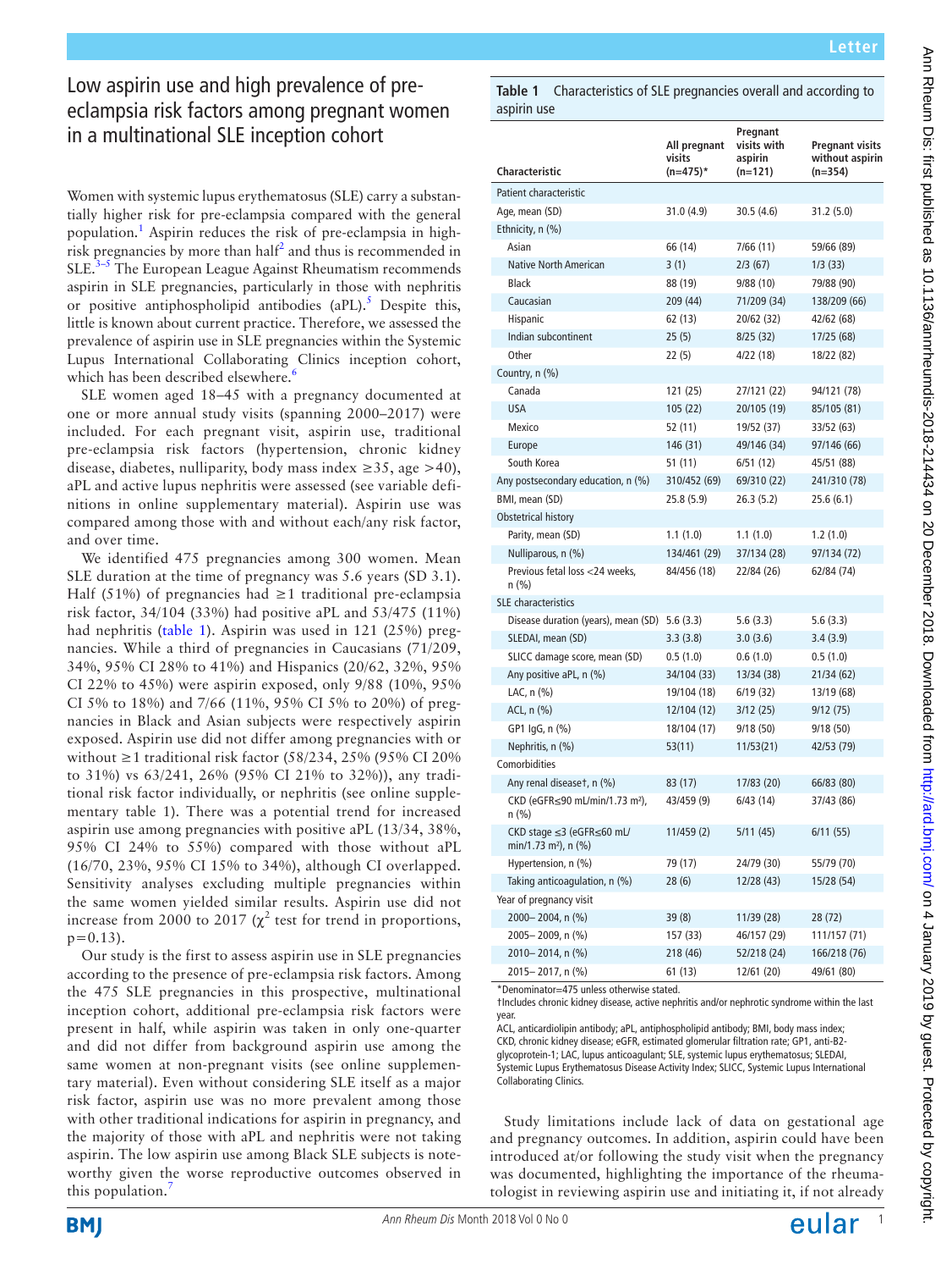# Low aspirin use and high prevalence of pre-eclampsia risk factors among pregnant women in a multinational SLE inception cohort

Women with systemic lupus erythematosus (SLE) carry a substantially higher risk for pre-eclampsia compared with the general population.[1] Aspirin reduces the risk of pre-eclampsia in high-risk pregnancies by more than half[2] and thus is recommended in SLE.[3–5] The European League Against Rheumatism recommends aspirin in SLE pregnancies, particularly in those with nephritis or positive antiphospholipid antibodies (aPL).[5] Despite this, little is known about current practice. Therefore, we assessed the prevalence of aspirin use in SLE pregnancies within the Systemic Lupus International Collaborating Clinics inception cohort, which has been described elsewhere.[6]

SLE women aged 18–45 with a pregnancy documented at one or more annual study visits (spanning 2000–2017) were included. For each pregnant visit, aspirin use, traditional pre-eclampsia risk factors (hypertension, chronic kidney disease, diabetes, nulliparity, body mass index ≥35, age >40), aPL and active lupus nephritis were assessed (see variable definitions in online supplementary material). Aspirin use was compared among those with and without each/any risk factor, and over time.

We identified 475 pregnancies among 300 women. Mean SLE duration at the time of pregnancy was 5.6 years (SD 3.1). Half (51%) of pregnancies had ≥1 traditional pre-eclampsia risk factor, 34/104 (33%) had positive aPL and 53/475 (11%) had nephritis (table 1). Aspirin was used in 121 (25%) pregnancies. While a third of pregnancies in Caucasians (71/209, 34%, 95% CI 28% to 41%) and Hispanics (20/62, 32%, 95% CI 22% to 45%) were aspirin exposed, only 9/88 (10%, 95% CI 5% to 18%) and 7/66 (11%, 95% CI 5% to 20%) of pregnancies in Black and Asian subjects were respectively aspirin exposed. Aspirin use did not differ among pregnancies with or without ≥1 traditional risk factor (58/234, 25% (95% CI 20% to 31%) vs 63/241, 26% (95% CI 21% to 32%)), any traditional risk factor individually, or nephritis (see online supplementary table 1). There was a potential trend for increased aspirin use among pregnancies with positive aPL (13/34, 38%, 95% CI 24% to 55%) compared with those without aPL (16/70, 23%, 95% CI 15% to 34%), although CI overlapped. Sensitivity analyses excluding multiple pregnancies within the same women yielded similar results. Aspirin use did not increase from 2000 to 2017 ($\chi^2$ test for trend in proportions, p=0.13).

Our study is the first to assess aspirin use in SLE pregnancies according to the presence of pre-eclampsia risk factors. Among the 475 SLE pregnancies in this prospective, multinational inception cohort, additional pre-eclampsia risk factors were present in half, while aspirin was taken in only one-quarter and did not differ from background aspirin use among the same women at non-pregnant visits (see online supplementary material). Even without considering SLE itself as a major risk factor, aspirin use was no more prevalent among those with other traditional indications for aspirin in pregnancy, and the majority of those with aPL and nephritis were not taking aspirin. The low aspirin use among Black SLE subjects is noteworthy given the worse reproductive outcomes observed in this population.[7]

**Table 1** Characteristics of SLE pregnancies overall and according to aspirin use

| Characteristic | All pregnant visits (n=475)* | Pregnant visits with aspirin (n=121) | Pregnant visits without aspirin (n=354) |
|---|---|---|---|
| Patient characteristic | | | |
| Age, mean (SD) | 31.0 (4.9) | 30.5 (4.6) | 31.2 (5.0) |
| Ethnicity, n (%) | | | |
| Asian | 66 (14) | 7/66 (11) | 59/66 (89) |
| Native North American | 3 (1) | 2/3 (67) | 1/3 (33) |
| Black | 88 (19) | 9/88 (10) | 79/88 (90) |
| Caucasian | 209 (44) | 71/209 (34) | 138/209 (66) |
| Hispanic | 62 (13) | 20/62 (32) | 42/62 (68) |
| Indian subcontinent | 25 (5) | 8/25 (32) | 17/25 (68) |
| Other | 22 (5) | 4/22 (18) | 18/22 (82) |
| Country, n (%) | | | |
| Canada | 121 (25) | 27/121 (22) | 94/121 (78) |
| USA | 105 (22) | 20/105 (19) | 85/105 (81) |
| Mexico | 52 (11) | 19/52 (37) | 33/52 (63) |
| Europe | 146 (31) | 49/146 (34) | 97/146 (66) |
| South Korea | 51 (11) | 6/51 (12) | 45/51 (88) |
| Any postsecondary education, n (%) | 310/452 (69) | 69/310 (22) | 241/310 (78) |
| BMI, mean (SD) | 25.8 (5.9) | 26.3 (5.2) | 25.6 (6.1) |
| Obstetrical history | | | |
| Parity, mean (SD) | 1.1 (1.0) | 1.1 (1.0) | 1.2 (1.0) |
| Nulliparous, n (%) | 134/461 (29) | 37/134 (28) | 97/134 (72) |
| Previous fetal loss <24 weeks, n (%) | 84/456 (18) | 22/84 (26) | 62/84 (74) |
| SLE characteristics | | | |
| Disease duration (years), mean (SD) | 5.6 (3.3) | 5.6 (3.3) | 5.6 (3.3) |
| SLEDAI, mean (SD) | 3.3 (3.8) | 3.0 (3.6) | 3.4 (3.9) |
| SLICC damage score, mean (SD) | 0.5 (1.0) | 0.6 (1.0) | 0.5 (1.0) |
| Any positive aPL, n (%) | 34/104 (33) | 13/34 (38) | 21/34 (62) |
| LAC, n (%) | 19/104 (18) | 6/19 (32) | 13/19 (68) |
| ACL, n (%) | 12/104 (12) | 3/12 (25) | 9/12 (75) |
| GP1 IgG, n (%) | 18/104 (17) | 9/18 (50) | 9/18 (50) |
| Nephritis, n (%) | 53(11) | 11/53(21) | 42/53 (79) |
| Comorbidities | | | |
| Any renal disease†, n (%) | 83 (17) | 17/83 (20) | 66/83 (80) |
| CKD (eGFR≤90 mL/min/1.73 m²), n (%) | 43/459 (9) | 6/43 (14) | 37/43 (86) |
| CKD stage ≤3 (eGFR≤60 mL/min/1.73 m²), n (%) | 11/459 (2) | 5/11 (45) | 6/11 (55) |
| Hypertension, n (%) | 79 (17) | 24/79 (30) | 55/79 (70) |
| Taking anticoagulation, n (%) | 28 (6) | 12/28 (43) | 15/28 (54) |
| Year of pregnancy visit | | | |
| 2000– 2004, n (%) | 39 (8) | 11/39 (28) | 28 (72) |
| 2005– 2009, n (%) | 157 (33) | 46/157 (29) | 111/157 (71) |
| 2010– 2014, n (%) | 218 (46) | 52/218 (24) | 166/218 (76) |
| 2015– 2017, n (%) | 61 (13) | 12/61 (20) | 49/61 (80) |

*Denominator=475 unless otherwise stated.
†Includes chronic kidney disease, active nephritis and/or nephrotic syndrome within the last year.
ACL, anticardiolipin antibody; aPL, antiphospholipid antibody; BMI, body mass index; CKD, chronic kidney disease; eGFR, estimated glomerular filtration rate; GP1, anti-B2-glycoprotein-1; LAC, lupus anticoagulant; SLE, systemic lupus erythematosus; SLEDAI, Systemic Lupus Erythematosus Disease Activity Index; SLICC, Systemic Lupus International Collaborating Clinics.

Study limitations include lack of data on gestational age and pregnancy outcomes. In addition, aspirin could have been introduced at/or following the study visit when the pregnancy was documented, highlighting the importance of the rheumatologist in reviewing aspirin use and initiating it, if not already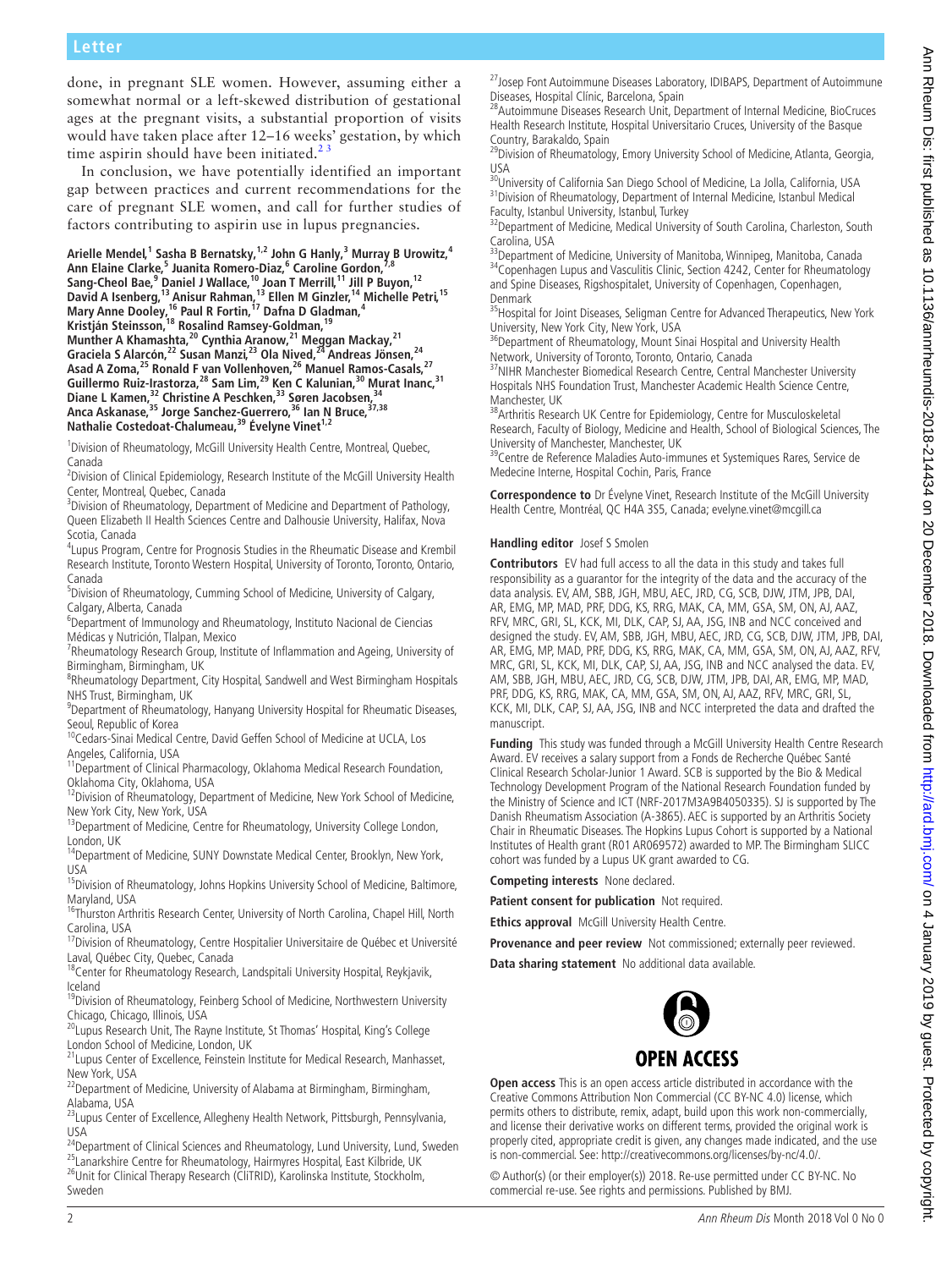done, in pregnant SLE women. However, assuming either a somewhat normal or a left-skewed distribution of gestational ages at the pregnant visits, a substantial proportion of visits would have taken place after 12–16 weeks' gestation, by which time aspirin should have been initiated.[2 3]

In conclusion, we have potentially identified an important gap between practices and current recommendations for the care of pregnant SLE women, and call for further studies of factors contributing to aspirin use in lupus pregnancies.

**Arielle Mendel,[1] Sasha B Bernatsky,[1,2] John G Hanly,[3] Murray B Urowitz,[4] Ann Elaine Clarke,[5] Juanita Romero-Diaz,[6] Caroline Gordon,[7,8] Sang-Cheol Bae,[9] Daniel J Wallace,[10] Joan T Merrill,[11] Jill P Buyon,[12] David A Isenberg,[13] Anisur Rahman,[13] Ellen M Ginzler,[14] Michelle Petri,[15] Mary Anne Dooley,[16] Paul R Fortin,[17] Dafna D Gladman,[4] Kristján Steinsson,[18] Rosalind Ramsey-Goldman,[19] Munther A Khamashta,[20] Cynthia Aranow,[21] Meggan Mackay,[21] Graciela S Alarcón,[22] Susan Manzi,[23] Ola Nived,[24] Andreas Jönsen,[24] Asad A Zoma,[25] Ronald F van Vollenhoven,[26] Manuel Ramos-Casals,[27] Guillermo Ruiz-Irastorza,[28] Sam Lim,[29] Ken C Kalunian,[30] Murat Inanc,[31] Diane L Kamen,[32] Christine A Peschken,[33] Søren Jacobsen,[34] Anca Askanase,[35] Jorge Sanchez-Guerrero,[36] Ian N Bruce,[37,38] Nathalie Costedoat-Chalumeau,[39] Évelyne Vinet[1,2]**

[1]Division of Rheumatology, McGill University Health Centre, Montreal, Quebec, Canada
[2]Division of Clinical Epidemiology, Research Institute of the McGill University Health Center, Montreal, Quebec, Canada
[3]Division of Rheumatology, Department of Medicine and Department of Pathology, Queen Elizabeth II Health Sciences Centre and Dalhousie University, Halifax, Nova Scotia, Canada
[4]Lupus Program, Centre for Prognosis Studies in the Rheumatic Disease and Krembil Research Institute, Toronto Western Hospital, University of Toronto, Toronto, Ontario, Canada
[5]Division of Rheumatology, Cumming School of Medicine, University of Calgary, Calgary, Alberta, Canada
[6]Department of Immunology and Rheumatology, Instituto Nacional de Ciencias Médicas y Nutrición, Tlalpan, Mexico
[7]Rheumatology Research Group, Institute of Inflammation and Ageing, University of Birmingham, Birmingham, UK
[8]Rheumatology Department, City Hospital, Sandwell and West Birmingham Hospitals NHS Trust, Birmingham, UK
[9]Department of Rheumatology, Hanyang University Hospital for Rheumatic Diseases, Seoul, Republic of Korea
[10]Cedars-Sinai Medical Centre, David Geffen School of Medicine at UCLA, Los Angeles, California, USA
[11]Department of Clinical Pharmacology, Oklahoma Medical Research Foundation, Oklahoma City, Oklahoma, USA
[12]Division of Rheumatology, Department of Medicine, New York School of Medicine, New York City, New York, USA
[13]Department of Medicine, Centre for Rheumatology, University College London, London, UK
[14]Department of Medicine, SUNY Downstate Medical Center, Brooklyn, New York, USA
[15]Division of Rheumatology, Johns Hopkins University School of Medicine, Baltimore, Maryland, USA
[16]Thurston Arthritis Research Center, University of North Carolina, Chapel Hill, North Carolina, USA
[17]Division of Rheumatology, Centre Hospitalier Universitaire de Québec et Université Laval, Québec City, Quebec, Canada
[18]Center for Rheumatology Research, Landspitali University Hospital, Reykjavik, Iceland
[19]Division of Rheumatology, Feinberg School of Medicine, Northwestern University Chicago, Chicago, Illinois, USA
[20]Lupus Research Unit, The Rayne Institute, St Thomas' Hospital, King's College London School of Medicine, London, UK
[21]Lupus Center of Excellence, Feinstein Institute for Medical Research, Manhasset, New York, USA
[22]Department of Medicine, University of Alabama at Birmingham, Birmingham, Alabama, USA
[23]Lupus Center of Excellence, Allegheny Health Network, Pittsburgh, Pennsylvania, USA
[24]Department of Clinical Sciences and Rheumatology, Lund University, Lund, Sweden
[25]Lanarkshire Centre for Rheumatology, Hairmyres Hospital, East Kilbride, UK
[26]Unit for Clinical Therapy Research (CliTRID), Karolinska Institute, Stockholm, Sweden
[27]Josep Font Autoimmune Diseases Laboratory, IDIBAPS, Department of Autoimmune Diseases, Hospital Clínic, Barcelona, Spain
[28]Autoimmune Diseases Research Unit, Department of Internal Medicine, BioCruces Health Research Institute, Hospital Universitario Cruces, University of the Basque Country, Barakaldo, Spain
[29]Division of Rheumatology, Emory University School of Medicine, Atlanta, Georgia, USA
[30]University of California San Diego School of Medicine, La Jolla, California, USA
[31]Division of Rheumatology, Department of Internal Medicine, Istanbul Medical Faculty, Istanbul University, Istanbul, Turkey
[32]Department of Medicine, Medical University of South Carolina, Charleston, South Carolina, USA
[33]Department of Medicine, University of Manitoba, Winnipeg, Manitoba, Canada
[34]Copenhagen Lupus and Vasculitis Clinic, Section 4242, Center for Rheumatology and Spine Diseases, Rigshospitalet, University of Copenhagen, Copenhagen, Denmark
[35]Hospital for Joint Diseases, Seligman Centre for Advanced Therapeutics, New York University, New York City, New York, USA
[36]Department of Rheumatology, Mount Sinai Hospital and University Health Network, University of Toronto, Toronto, Ontario, Canada
[37]NIHR Manchester Biomedical Research Centre, Central Manchester University Hospitals NHS Foundation Trust, Manchester Academic Health Science Centre, Manchester, UK
[38]Arthritis Research UK Centre for Epidemiology, Centre for Musculoskeletal Research, Faculty of Biology, Medicine and Health, School of Biological Sciences, The University of Manchester, Manchester, UK
[39]Centre de Reference Maladies Auto-immunes et Systemiques Rares, Service de Medecine Interne, Hospital Cochin, Paris, France

**Correspondence to** Dr Évelyne Vinet, Research Institute of the McGill University Health Centre, Montréal, QC H4A 3S5, Canada; evelyne.vinet@mcgill.ca

**Handling editor** Josef S Smolen

**Contributors** EV had full access to all the data in this study and takes full responsibility as a guarantor for the integrity of the data and the accuracy of the data analysis. EV, AM, SBB, JGH, MBU, AEC, JRD, CG, SCB, DJW, JTM, JPB, DAI, AR, EMG, MP, MAD, PRF, DDG, KS, RRG, MAK, CA, MM, GSA, SM, ON, AJ, AAZ, RFV, MRC, GRI, SL, KCK, MI, DLK, CAP, SJ, AA, JSG, INB and NCC conceived and designed the study. EV, AM, SBB, JGH, MBU, AEC, JRD, CG, SCB, DJW, JTM, JPB, DAI, AR, EMG, MP, MAD, PRF, DDG, KS, RRG, MAK, CA, MM, GSA, SM, ON, AJ, AAZ, RFV, MRC, GRI, SL, KCK, MI, DLK, CAP, SJ, AA, JSG, INB and NCC analysed the data. EV, AM, SBB, JGH, MBU, AEC, JRD, CG, SCB, DJW, JTM, JPB, DAI, AR, EMG, MP, MAD, PRF, DDG, KS, RRG, MAK, CA, MM, GSA, SM, ON, AJ, AAZ, RFV, MRC, GRI, SL, KCK, MI, DLK, CAP, SJ, AA, JSG, INB and NCC interpreted the data and drafted the manuscript.

**Funding** This study was funded through a McGill University Health Centre Research Award. EV receives a salary support from a Fonds de Recherche Québec Santé Clinical Research Scholar-Junior 1 Award. SCB is supported by the Bio & Medical Technology Development Program of the National Research Foundation funded by the Ministry of Science and ICT (NRF-2017M3A9B4050335). SJ is supported by The Danish Rheumatism Association (A-3865). AEC is supported by an Arthritis Society Chair in Rheumatic Diseases. The Hopkins Lupus Cohort is supported by a National Institutes of Health grant (R01 AR069572) awarded to MP. The Birmingham SLICC cohort was funded by a Lupus UK grant awarded to CG.

**Competing interests** None declared.

**Patient consent for publication** Not required.

**Ethics approval** McGill University Health Centre.

**Provenance and peer review** Not commissioned; externally peer reviewed.

**Data sharing statement** No additional data available.

**OPEN ACCESS**

**Open access** This is an open access article distributed in accordance with the Creative Commons Attribution Non Commercial (CC BY-NC 4.0) license, which permits others to distribute, remix, adapt, build upon this work non-commercially, and license their derivative works on different terms, provided the original work is properly cited, appropriate credit is given, any changes made indicated, and the use is non-commercial. See: http://creativecommons.org/licenses/by-nc/4.0/.

© Author(s) (or their employer(s)) 2018. Re-use permitted under CC BY-NC. No commercial re-use. See rights and permissions. Published by BMJ.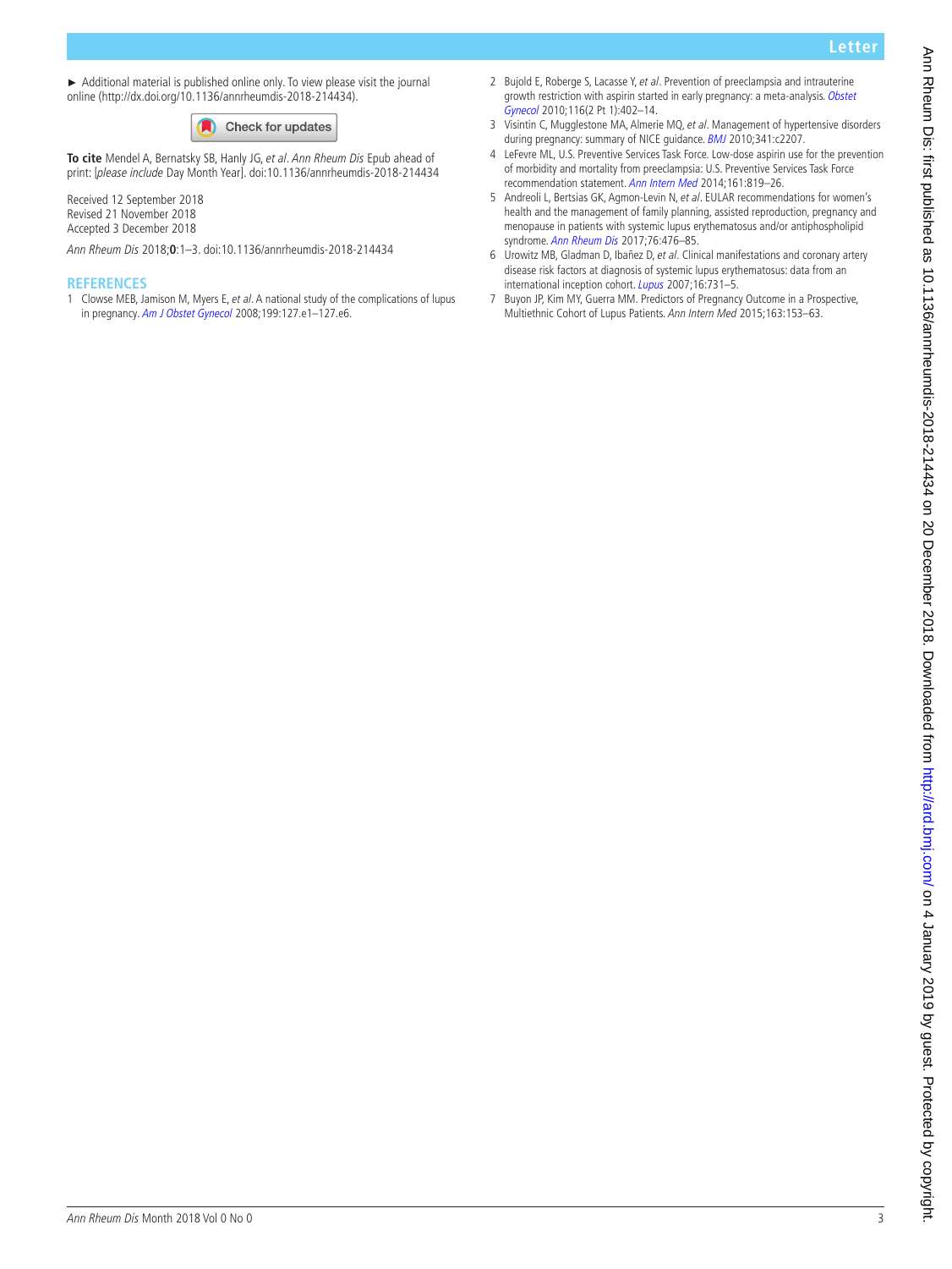► Additional material is published online only. To view please visit the journal online (http://dx.doi.org/10.1136/annrheumdis-2018-214434).

**To cite** Mendel A, Bernatsky SB, Hanly JG, *et al*. *Ann Rheum Dis* Epub ahead of print: [*please include* Day Month Year]. doi:10.1136/annrheumdis-2018-214434

Received 12 September 2018
Revised 21 November 2018
Accepted 3 December 2018

*Ann Rheum Dis* 2018;**0**:1–3. doi:10.1136/annrheumdis-2018-214434

## REFERENCES

1. Clowse MEB, Jamison M, Myers E, *et al*. A national study of the complications of lupus in pregnancy. *Am J Obstet Gynecol* 2008;199:127.e1–127.e6.
2. Bujold E, Roberge S, Lacasse Y, *et al*. Prevention of preeclampsia and intrauterine growth restriction with aspirin started in early pregnancy: a meta-analysis. *Obstet Gynecol* 2010;116(2 Pt 1):402–14.
3. Visintin C, Mugglestone MA, Almerie MQ, *et al*. Management of hypertensive disorders during pregnancy: summary of NICE guidance. *BMJ* 2010;341:c2207.
4. LeFevre ML, U.S. Preventive Services Task Force. Low-dose aspirin use for the prevention of morbidity and mortality from preeclampsia: U.S. Preventive Services Task Force recommendation statement. *Ann Intern Med* 2014;161:819–26.
5. Andreoli L, Bertsias GK, Agmon-Levin N, *et al*. EULAR recommendations for women's health and the management of family planning, assisted reproduction, pregnancy and menopause in patients with systemic lupus erythematosus and/or antiphospholipid syndrome. *Ann Rheum Dis* 2017;76:476–85.
6. Urowitz MB, Gladman D, Ibañez D, *et al*. Clinical manifestations and coronary artery disease risk factors at diagnosis of systemic lupus erythematosus: data from an international inception cohort. *Lupus* 2007;16:731–5.
7. Buyon JP, Kim MY, Guerra MM. Predictors of Pregnancy Outcome in a Prospective, Multiethnic Cohort of Lupus Patients. *Ann Intern Med* 2015;163:153–63.